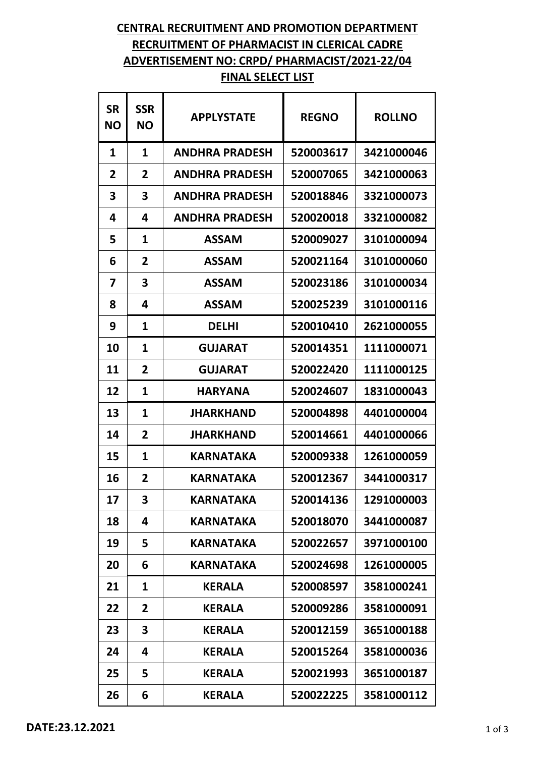# CENTRAL RECRUITMENT AND PROMOTION DEPARTMENT

## RECRUITMENT OF PHARMACIST IN CLERICAL CADRE

## ADVERTISEMENT NO: CRPD/ PHARMACIST/2021-22/04

## FINAL SELECT LIST

| SR NO | SSR NO | APPLYSTATE | REGNO | ROLLNO |
|---|---|---|---|---|
| 1 | 1 | ANDHRA PRADESH | 520003617 | 3421000046 |
| 2 | 2 | ANDHRA PRADESH | 520007065 | 3421000063 |
| 3 | 3 | ANDHRA PRADESH | 520018846 | 3321000073 |
| 4 | 4 | ANDHRA PRADESH | 520020018 | 3321000082 |
| 5 | 1 | ASSAM | 520009027 | 3101000094 |
| 6 | 2 | ASSAM | 520021164 | 3101000060 |
| 7 | 3 | ASSAM | 520023186 | 3101000034 |
| 8 | 4 | ASSAM | 520025239 | 3101000116 |
| 9 | 1 | DELHI | 520010410 | 2621000055 |
| 10 | 1 | GUJARAT | 520014351 | 1111000071 |
| 11 | 2 | GUJARAT | 520022420 | 1111000125 |
| 12 | 1 | HARYANA | 520024607 | 1831000043 |
| 13 | 1 | JHARKHAND | 520004898 | 4401000004 |
| 14 | 2 | JHARKHAND | 520014661 | 4401000066 |
| 15 | 1 | KARNATAKA | 520009338 | 1261000059 |
| 16 | 2 | KARNATAKA | 520012367 | 3441000317 |
| 17 | 3 | KARNATAKA | 520014136 | 1291000003 |
| 18 | 4 | KARNATAKA | 520018070 | 3441000087 |
| 19 | 5 | KARNATAKA | 520022657 | 3971000100 |
| 20 | 6 | KARNATAKA | 520024698 | 1261000005 |
| 21 | 1 | KERALA | 520008597 | 3581000241 |
| 22 | 2 | KERALA | 520009286 | 3581000091 |
| 23 | 3 | KERALA | 520012159 | 3651000188 |
| 24 | 4 | KERALA | 520015264 | 3581000036 |
| 25 | 5 | KERALA | 520021993 | 3651000187 |
| 26 | 6 | KERALA | 520022225 | 3581000112 |

**DATE:23.12.2021**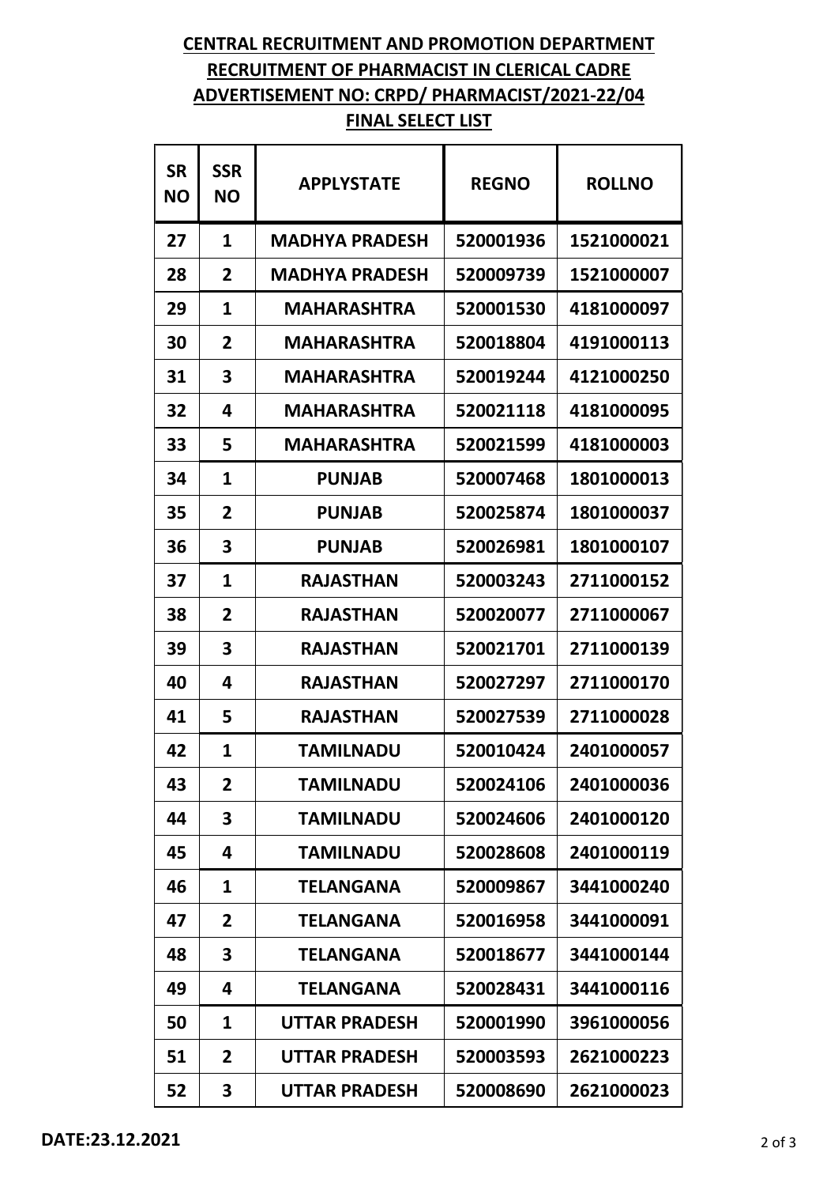**CENTRAL RECRUITMENT AND PROMOTION DEPARTMENT**

**RECRUITMENT OF PHARMACIST IN CLERICAL CADRE**

**ADVERTISEMENT NO: CRPD/ PHARMACIST/2021-22/04**

**FINAL SELECT LIST**

| SR NO | SSR NO | APPLYSTATE | REGNO | ROLLNO |
|---|---|---|---|---|
| 27 | 1 | MADHYA PRADESH | 520001936 | 1521000021 |
| 28 | 2 | MADHYA PRADESH | 520009739 | 1521000007 |
| 29 | 1 | MAHARASHTRA | 520001530 | 4181000097 |
| 30 | 2 | MAHARASHTRA | 520018804 | 4191000113 |
| 31 | 3 | MAHARASHTRA | 520019244 | 4121000250 |
| 32 | 4 | MAHARASHTRA | 520021118 | 4181000095 |
| 33 | 5 | MAHARASHTRA | 520021599 | 4181000003 |
| 34 | 1 | PUNJAB | 520007468 | 1801000013 |
| 35 | 2 | PUNJAB | 520025874 | 1801000037 |
| 36 | 3 | PUNJAB | 520026981 | 1801000107 |
| 37 | 1 | RAJASTHAN | 520003243 | 2711000152 |
| 38 | 2 | RAJASTHAN | 520020077 | 2711000067 |
| 39 | 3 | RAJASTHAN | 520021701 | 2711000139 |
| 40 | 4 | RAJASTHAN | 520027297 | 2711000170 |
| 41 | 5 | RAJASTHAN | 520027539 | 2711000028 |
| 42 | 1 | TAMILNADU | 520010424 | 2401000057 |
| 43 | 2 | TAMILNADU | 520024106 | 2401000036 |
| 44 | 3 | TAMILNADU | 520024606 | 2401000120 |
| 45 | 4 | TAMILNADU | 520028608 | 2401000119 |
| 46 | 1 | TELANGANA | 520009867 | 3441000240 |
| 47 | 2 | TELANGANA | 520016958 | 3441000091 |
| 48 | 3 | TELANGANA | 520018677 | 3441000144 |
| 49 | 4 | TELANGANA | 520028431 | 3441000116 |
| 50 | 1 | UTTAR PRADESH | 520001990 | 3961000056 |
| 51 | 2 | UTTAR PRADESH | 520003593 | 2621000223 |
| 52 | 3 | UTTAR PRADESH | 520008690 | 2621000023 |

**DATE:23.12.2021**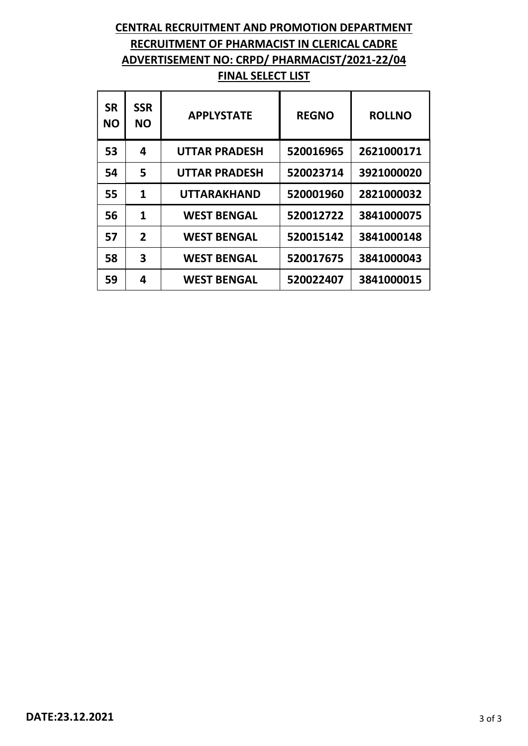# CENTRAL RECRUITMENT AND PROMOTION DEPARTMENT
## RECRUITMENT OF PHARMACIST IN CLERICAL CADRE
## ADVERTISEMENT NO: CRPD/ PHARMACIST/2021-22/04
## FINAL SELECT LIST

| SR NO | SSR NO | APPLYSTATE | REGNO | ROLLNO |
|---|---|---|---|---|
| 53 | 4 | UTTAR PRADESH | 520016965 | 2621000171 |
| 54 | 5 | UTTAR PRADESH | 520023714 | 3921000020 |
| 55 | 1 | UTTARAKHAND | 520001960 | 2821000032 |
| 56 | 1 | WEST BENGAL | 520012722 | 3841000075 |
| 57 | 2 | WEST BENGAL | 520015142 | 3841000148 |
| 58 | 3 | WEST BENGAL | 520017675 | 3841000043 |
| 59 | 4 | WEST BENGAL | 520022407 | 3841000015 |

**DATE:23.12.2021**